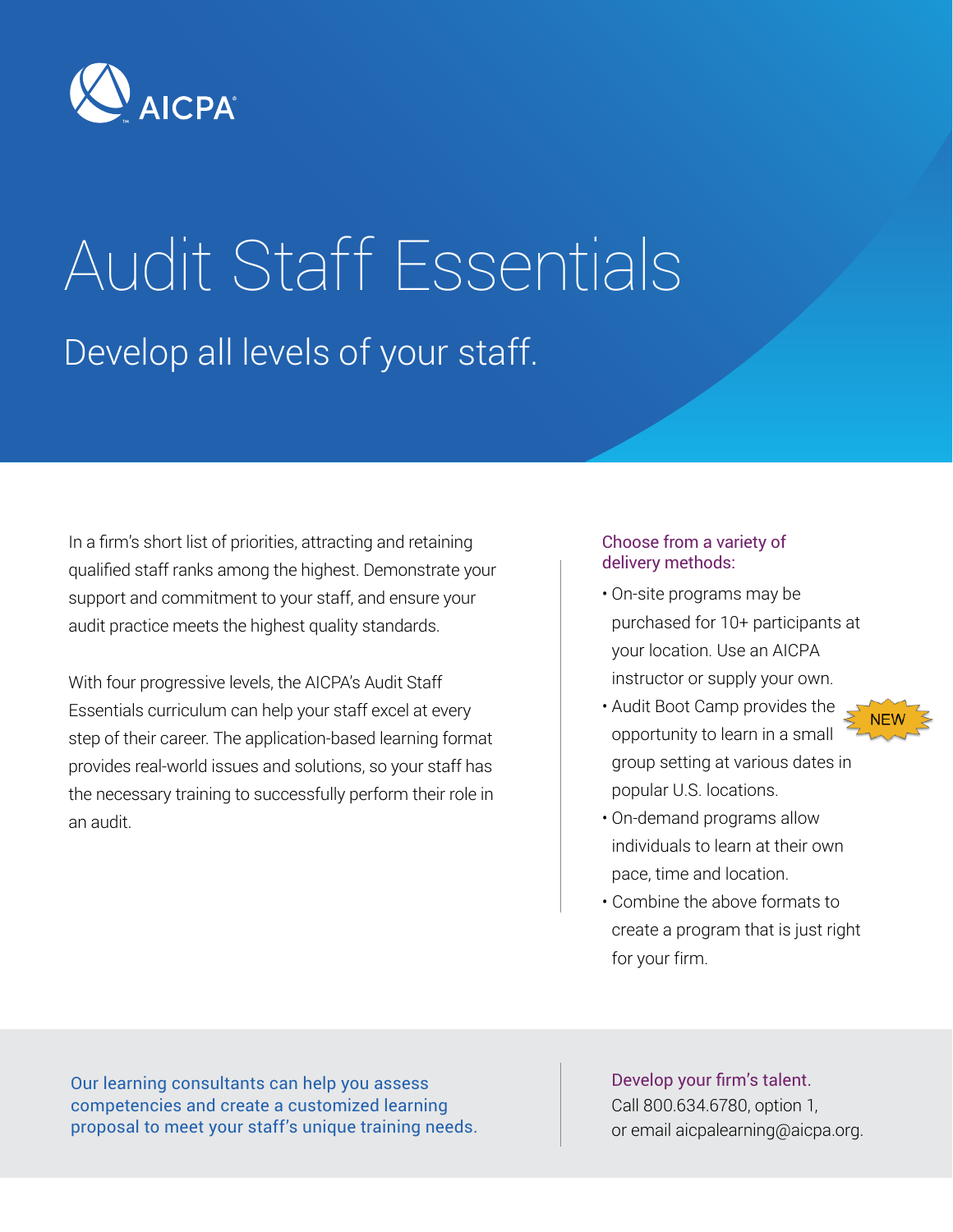AICPA

# Audit Staff Essentials

## Develop all levels of your staff.

In a firm's short list of priorities, attracting and retaining qualified staff ranks among the highest. Demonstrate your support and commitment to your staff, and ensure your audit practice meets the highest quality standards.

With four progressive levels, the AICPA's Audit Staff Essentials curriculum can help your staff excel at every step of their career. The application-based learning format provides real-world issues and solutions, so your staff has the necessary training to successfully perform their role in an audit.

### Choose from a variety of delivery methods:

- On-site programs may be purchased for 10+ participants at your location. Use an AICPA instructor or supply your own.
- Audit Boot Camp provides the opportunity to learn in a small group setting at various dates in popular U.S. locations. NEW
- On-demand programs allow individuals to learn at their own pace, time and location.
- Combine the above formats to create a program that is just right for your firm.

Our learning consultants can help you assess competencies and create a customized learning proposal to meet your staff's unique training needs.

**Develop your firm's talent.**
Call 800.634.6780, option 1,
or email aicpalearning@aicpa.org.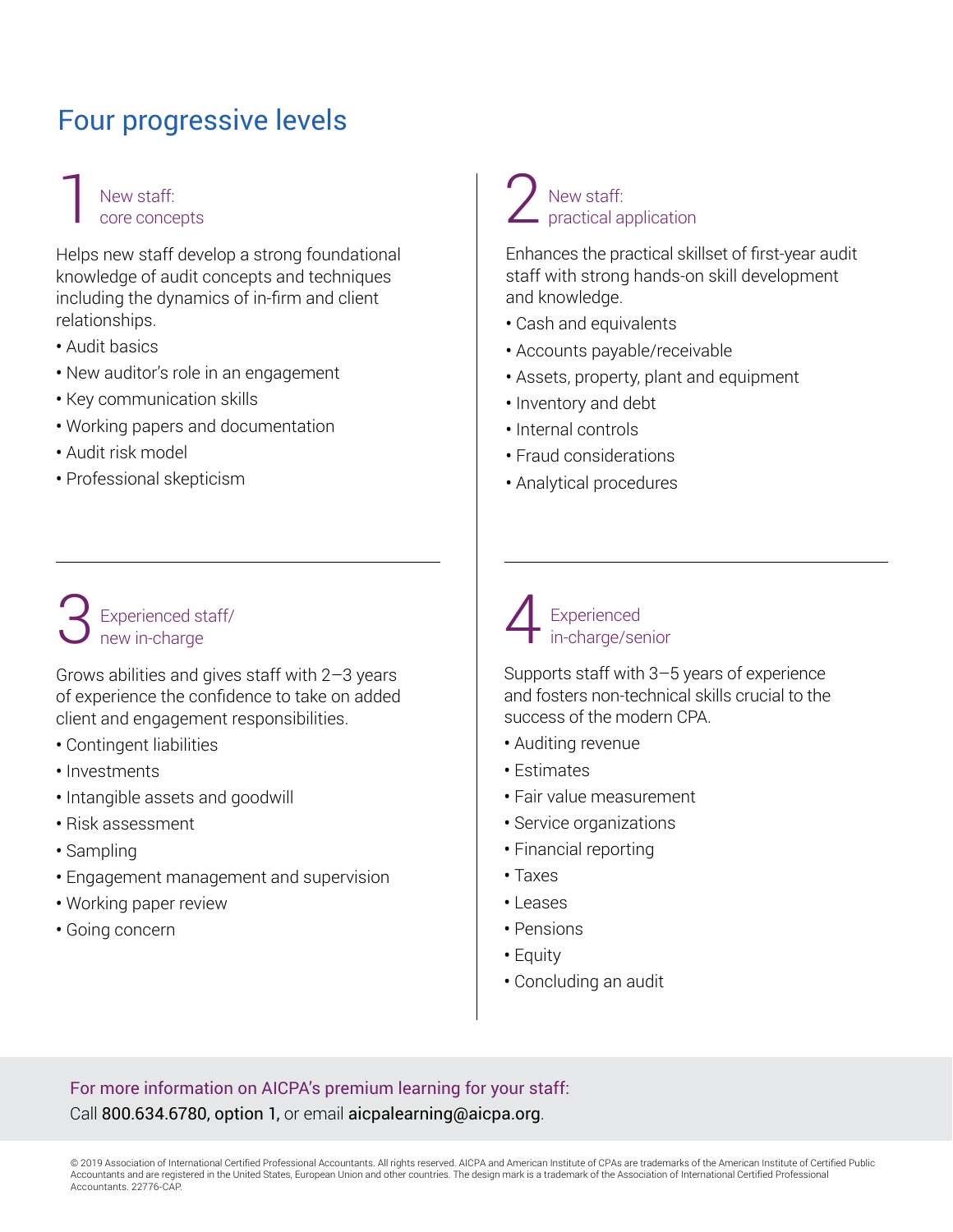# Four progressive levels

## 1 New staff: core concepts

Helps new staff develop a strong foundational knowledge of audit concepts and techniques including the dynamics of in-firm and client relationships.

- Audit basics
- New auditor's role in an engagement
- Key communication skills
- Working papers and documentation
- Audit risk model
- Professional skepticism

## 2 New staff: practical application

Enhances the practical skillset of first-year audit staff with strong hands-on skill development and knowledge.

- Cash and equivalents
- Accounts payable/receivable
- Assets, property, plant and equipment
- Inventory and debt
- Internal controls
- Fraud considerations
- Analytical procedures

## 3 Experienced staff/ new in-charge

Grows abilities and gives staff with 2–3 years of experience the confidence to take on added client and engagement responsibilities.

- Contingent liabilities
- Investments
- Intangible assets and goodwill
- Risk assessment
- Sampling
- Engagement management and supervision
- Working paper review
- Going concern

## 4 Experienced in-charge/senior

Supports staff with 3–5 years of experience and fosters non-technical skills crucial to the success of the modern CPA.

- Auditing revenue
- Estimates
- Fair value measurement
- Service organizations
- Financial reporting
- Taxes
- Leases
- Pensions
- Equity
- Concluding an audit

For more information on AICPA's premium learning for your staff:
Call **800.634.6780, option 1,** or email **aicpalearning@aicpa.org**.

© 2019 Association of International Certified Professional Accountants. All rights reserved. AICPA and American Institute of CPAs are trademarks of the American Institute of Certified Public Accountants and are registered in the United States, European Union and other countries. The design mark is a trademark of the Association of International Certified Professional Accountants. 22776-CAP.